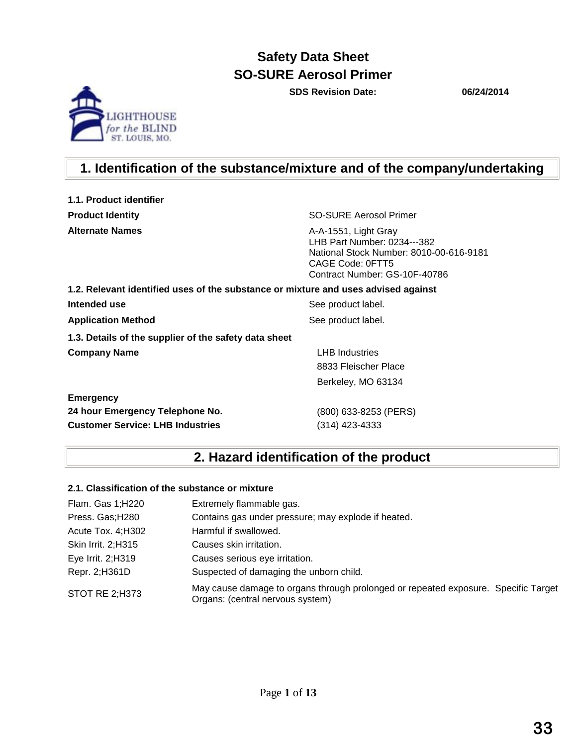# Safety Data Sheet
# SO-SURE Aerosol Primer

**SDS Revision Date:** **06/24/2014**

## 1. Identification of the substance/mixture and of the company/undertaking

### 1.1. Product identifier

| | |
|---|---|
| **Product Identity** | SO-SURE Aerosol Primer |
| **Alternate Names** | A-A-1551, Light Gray<br>LHB Part Number: 0234---382<br>National Stock Number: 8010-00-616-9181<br>CAGE Code: 0FTT5<br>Contract Number: GS-10F-40786 |

### 1.2. Relevant identified uses of the substance or mixture and uses advised against

| | |
|---|---|
| **Intended use** | See product label. |
| **Application Method** | See product label. |

### 1.3. Details of the supplier of the safety data sheet

| | |
|---|---|
| **Company Name** | LHB Industries<br>8833 Fleischer Place<br>Berkeley, MO 63134 |
| **Emergency** | |
| **24 hour Emergency Telephone No.** | (800) 633-8253 (PERS) |
| **Customer Service: LHB Industries** | (314) 423-4333 |

## 2. Hazard identification of the product

### 2.1. Classification of the substance or mixture

| | |
|---|---|
| Flam. Gas 1;H220 | Extremely flammable gas. |
| Press. Gas;H280 | Contains gas under pressure; may explode if heated. |
| Acute Tox. 4;H302 | Harmful if swallowed. |
| Skin Irrit. 2;H315 | Causes skin irritation. |
| Eye Irrit. 2;H319 | Causes serious eye irritation. |
| Repr. 2;H361D | Suspected of damaging the unborn child. |
| STOT RE 2;H373 | May cause damage to organs through prolonged or repeated exposure. Specific Target Organs: (central nervous system) |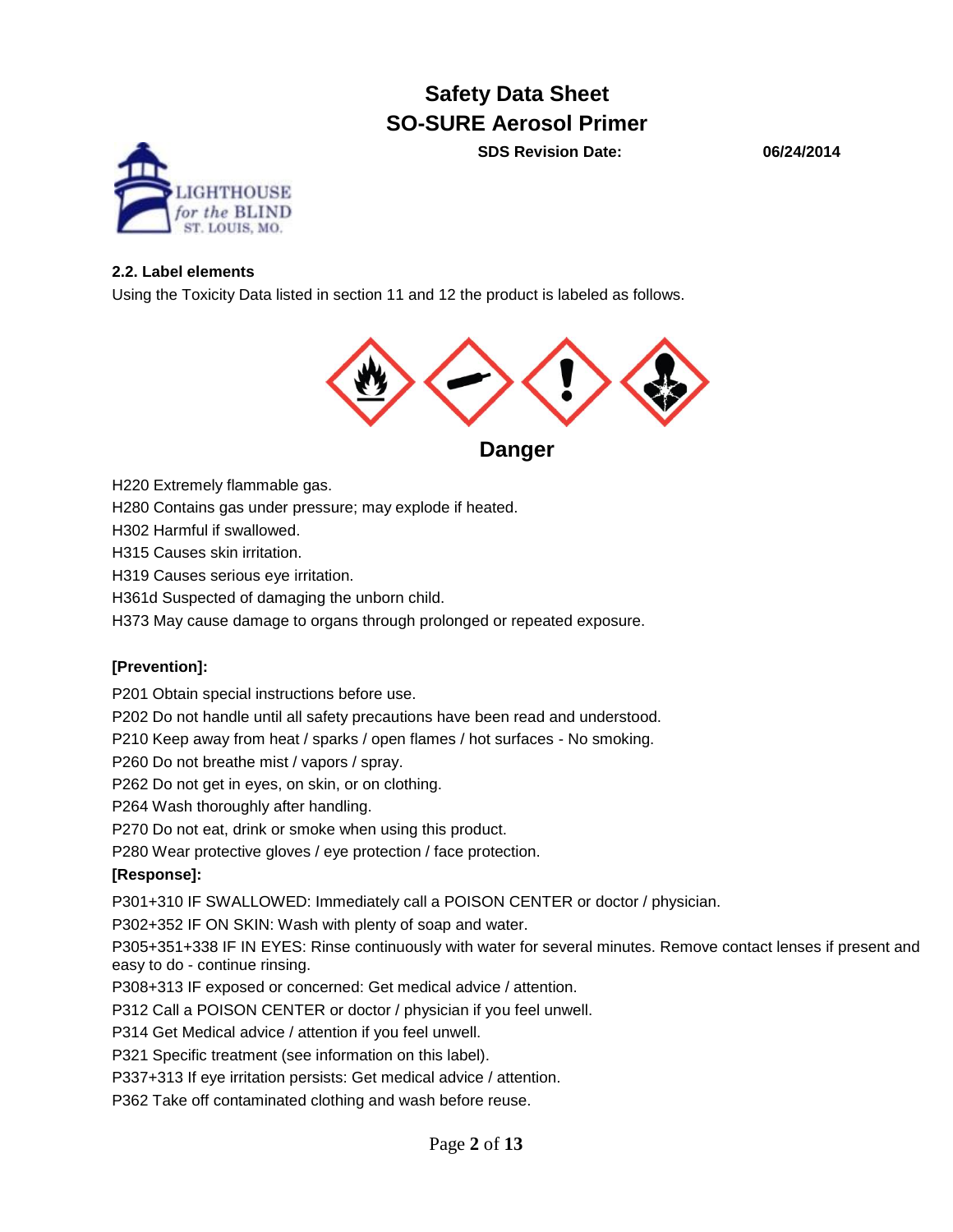## 2.2. Label elements

Using the Toxicity Data listed in section 11 and 12 the product is labeled as follows.

**Danger**

H220 Extremely flammable gas.

H280 Contains gas under pressure; may explode if heated.

H302 Harmful if swallowed.

H315 Causes skin irritation.

H319 Causes serious eye irritation.

H361d Suspected of damaging the unborn child.

H373 May cause damage to organs through prolonged or repeated exposure.

**[Prevention]:**

P201 Obtain special instructions before use.

P202 Do not handle until all safety precautions have been read and understood.

P210 Keep away from heat / sparks / open flames / hot surfaces - No smoking.

P260 Do not breathe mist / vapors / spray.

P262 Do not get in eyes, on skin, or on clothing.

P264 Wash thoroughly after handling.

P270 Do not eat, drink or smoke when using this product.

P280 Wear protective gloves / eye protection / face protection.

**[Response]:**

P301+310 IF SWALLOWED: Immediately call a POISON CENTER or doctor / physician.

P302+352 IF ON SKIN: Wash with plenty of soap and water.

P305+351+338 IF IN EYES: Rinse continuously with water for several minutes. Remove contact lenses if present and easy to do - continue rinsing.

P308+313 IF exposed or concerned: Get medical advice / attention.

P312 Call a POISON CENTER or doctor / physician if you feel unwell.

P314 Get Medical advice / attention if you feel unwell.

P321 Specific treatment (see information on this label).

P337+313 If eye irritation persists: Get medical advice / attention.

P362 Take off contaminated clothing and wash before reuse.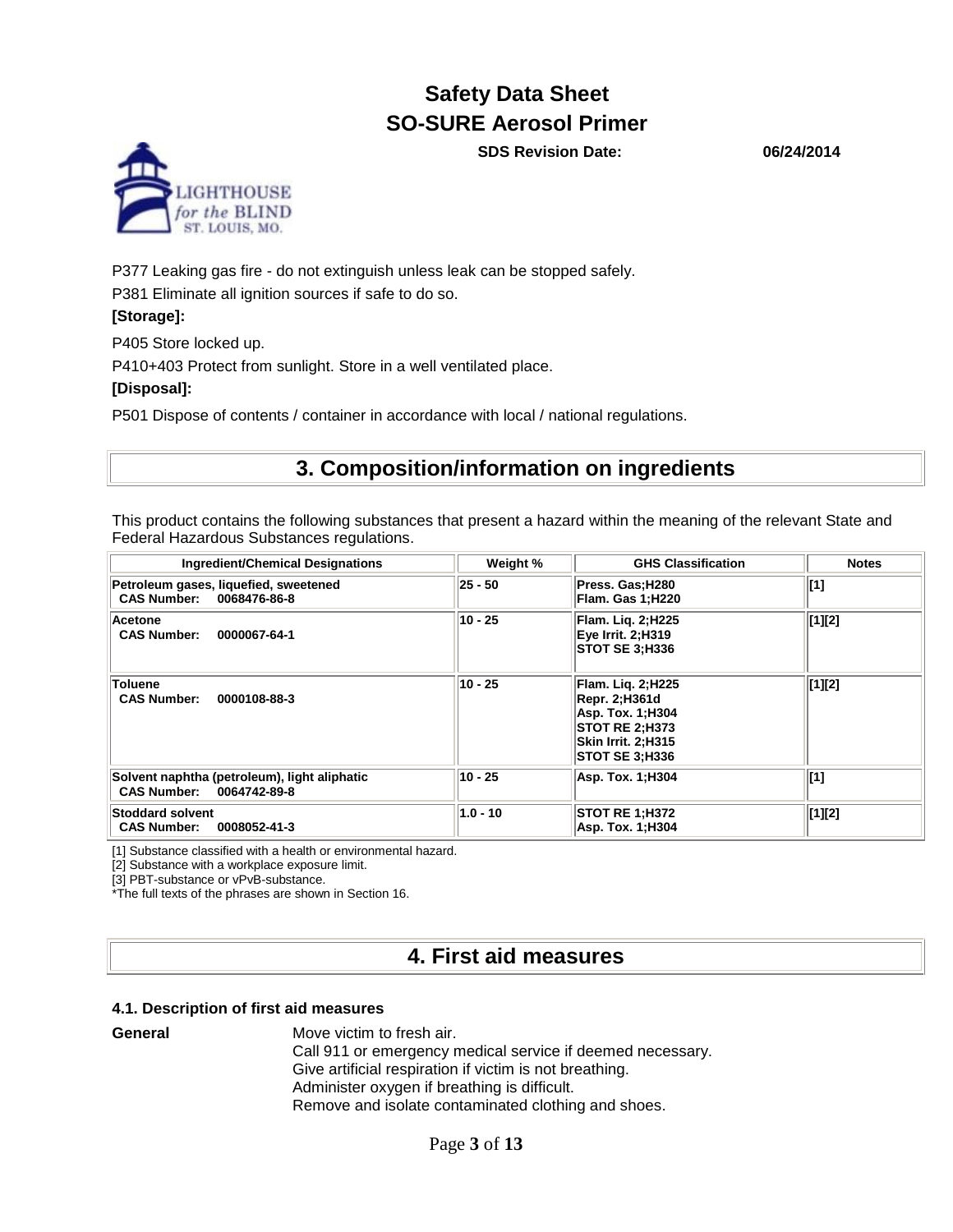P377 Leaking gas fire - do not extinguish unless leak can be stopped safely.

P381 Eliminate all ignition sources if safe to do so.

**[Storage]:**

P405 Store locked up.

P410+403 Protect from sunlight. Store in a well ventilated place.

**[Disposal]:**

P501 Dispose of contents / container in accordance with local / national regulations.

# 3. Composition/information on ingredients

This product contains the following substances that present a hazard within the meaning of the relevant State and Federal Hazardous Substances regulations.

| Ingredient/Chemical Designations | Weight % | GHS Classification | Notes |
|---|---|---|---|
| **Petroleum gases, liquefied, sweetened**<br>**CAS Number: 0068476-86-8** | **25 - 50** | **Press. Gas;H280**<br>**Flam. Gas 1;H220** | **[1]** |
| **Acetone**<br>**CAS Number: 0000067-64-1** | **10 - 25** | **Flam. Liq. 2;H225**<br>**Eye Irrit. 2;H319**<br>**STOT SE 3;H336** | **[1][2]** |
| **Toluene**<br>**CAS Number: 0000108-88-3** | **10 - 25** | **Flam. Liq. 2;H225**<br>**Repr. 2;H361d**<br>**Asp. Tox. 1;H304**<br>**STOT RE 2;H373**<br>**Skin Irrit. 2;H315**<br>**STOT SE 3;H336** | **[1][2]** |
| **Solvent naphtha (petroleum), light aliphatic**<br>**CAS Number: 0064742-89-8** | **10 - 25** | **Asp. Tox. 1;H304** | **[1]** |
| **Stoddard solvent**<br>**CAS Number: 0008052-41-3** | **1.0 - 10** | **STOT RE 1;H372**<br>**Asp. Tox. 1;H304** | **[1][2]** |

[1] Substance classified with a health or environmental hazard.

[2] Substance with a workplace exposure limit.

[3] PBT-substance or vPvB-substance.

*The full texts of the phrases are shown in Section 16.

# 4. First aid measures

### 4.1. Description of first aid measures

**General**

Move victim to fresh air.
Call 911 or emergency medical service if deemed necessary.
Give artificial respiration if victim is not breathing.
Administer oxygen if breathing is difficult.
Remove and isolate contaminated clothing and shoes.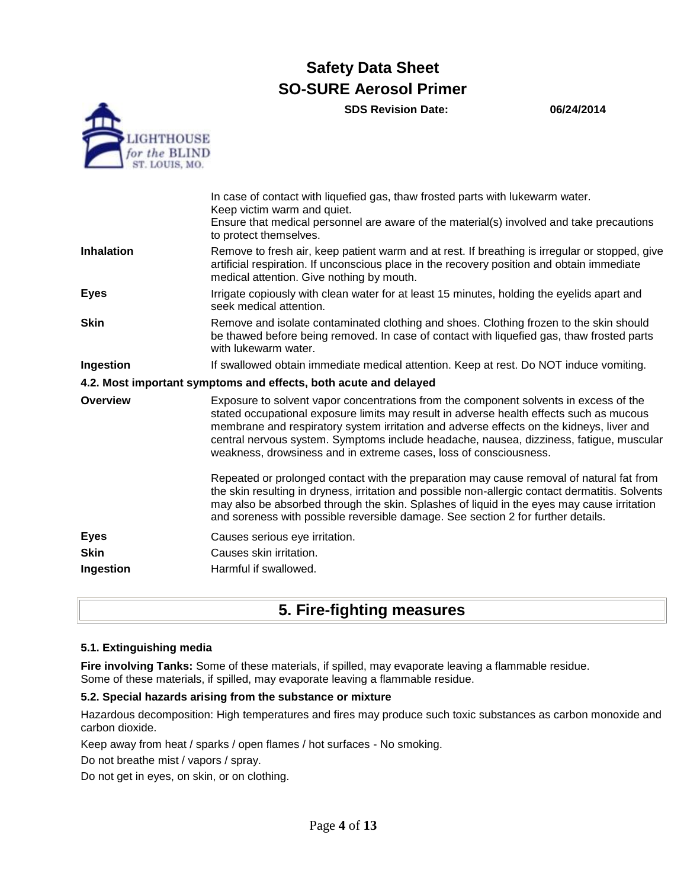| | |
|---|---|
| | In case of contact with liquefied gas, thaw frosted parts with lukewarm water. Keep victim warm and quiet. Ensure that medical personnel are aware of the material(s) involved and take precautions to protect themselves. |
| **Inhalation** | Remove to fresh air, keep patient warm and at rest. If breathing is irregular or stopped, give artificial respiration. If unconscious place in the recovery position and obtain immediate medical attention. Give nothing by mouth. |
| **Eyes** | Irrigate copiously with clean water for at least 15 minutes, holding the eyelids apart and seek medical attention. |
| **Skin** | Remove and isolate contaminated clothing and shoes. Clothing frozen to the skin should be thawed before being removed. In case of contact with liquefied gas, thaw frosted parts with lukewarm water. |
| **Ingestion** | If swallowed obtain immediate medical attention. Keep at rest. Do NOT induce vomiting. |

**4.2. Most important symptoms and effects, both acute and delayed**

| | |
|---|---|
| **Overview** | Exposure to solvent vapor concentrations from the component solvents in excess of the stated occupational exposure limits may result in adverse health effects such as mucous membrane and respiratory system irritation and adverse effects on the kidneys, liver and central nervous system. Symptoms include headache, nausea, dizziness, fatigue, muscular weakness, drowsiness and in extreme cases, loss of consciousness.<br><br>Repeated or prolonged contact with the preparation may cause removal of natural fat from the skin resulting in dryness, irritation and possible non-allergic contact dermatitis. Solvents may also be absorbed through the skin. Splashes of liquid in the eyes may cause irritation and soreness with possible reversible damage. See section 2 for further details. |
| **Eyes** | Causes serious eye irritation. |
| **Skin** | Causes skin irritation. |
| **Ingestion** | Harmful if swallowed. |

## 5. Fire-fighting measures

**5.1. Extinguishing media**

**Fire involving Tanks:** Some of these materials, if spilled, may evaporate leaving a flammable residue.
Some of these materials, if spilled, may evaporate leaving a flammable residue.

**5.2. Special hazards arising from the substance or mixture**

Hazardous decomposition: High temperatures and fires may produce such toxic substances as carbon monoxide and carbon dioxide.

Keep away from heat / sparks / open flames / hot surfaces - No smoking.

Do not breathe mist / vapors / spray.

Do not get in eyes, on skin, or on clothing.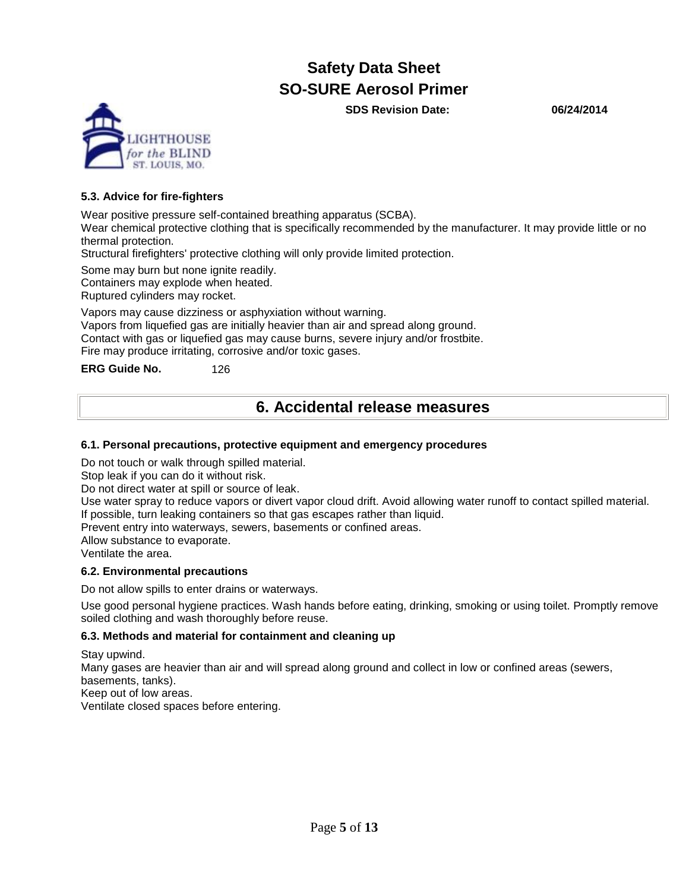### 5.3. Advice for fire-fighters

Wear positive pressure self-contained breathing apparatus (SCBA).
Wear chemical protective clothing that is specifically recommended by the manufacturer. It may provide little or no thermal protection.
Structural firefighters' protective clothing will only provide limited protection.

Some may burn but none ignite readily.
Containers may explode when heated.
Ruptured cylinders may rocket.

Vapors may cause dizziness or asphyxiation without warning.
Vapors from liquefied gas are initially heavier than air and spread along ground.
Contact with gas or liquefied gas may cause burns, severe injury and/or frostbite.
Fire may produce irritating, corrosive and/or toxic gases.

**ERG Guide No.** 126

## 6. Accidental release measures

### 6.1. Personal precautions, protective equipment and emergency procedures

Do not touch or walk through spilled material.
Stop leak if you can do it without risk.
Do not direct water at spill or source of leak.
Use water spray to reduce vapors or divert vapor cloud drift. Avoid allowing water runoff to contact spilled material.
If possible, turn leaking containers so that gas escapes rather than liquid.
Prevent entry into waterways, sewers, basements or confined areas.
Allow substance to evaporate.
Ventilate the area.

### 6.2. Environmental precautions

Do not allow spills to enter drains or waterways.

Use good personal hygiene practices. Wash hands before eating, drinking, smoking or using toilet. Promptly remove soiled clothing and wash thoroughly before reuse.

### 6.3. Methods and material for containment and cleaning up

Stay upwind.
Many gases are heavier than air and will spread along ground and collect in low or confined areas (sewers, basements, tanks).
Keep out of low areas.
Ventilate closed spaces before entering.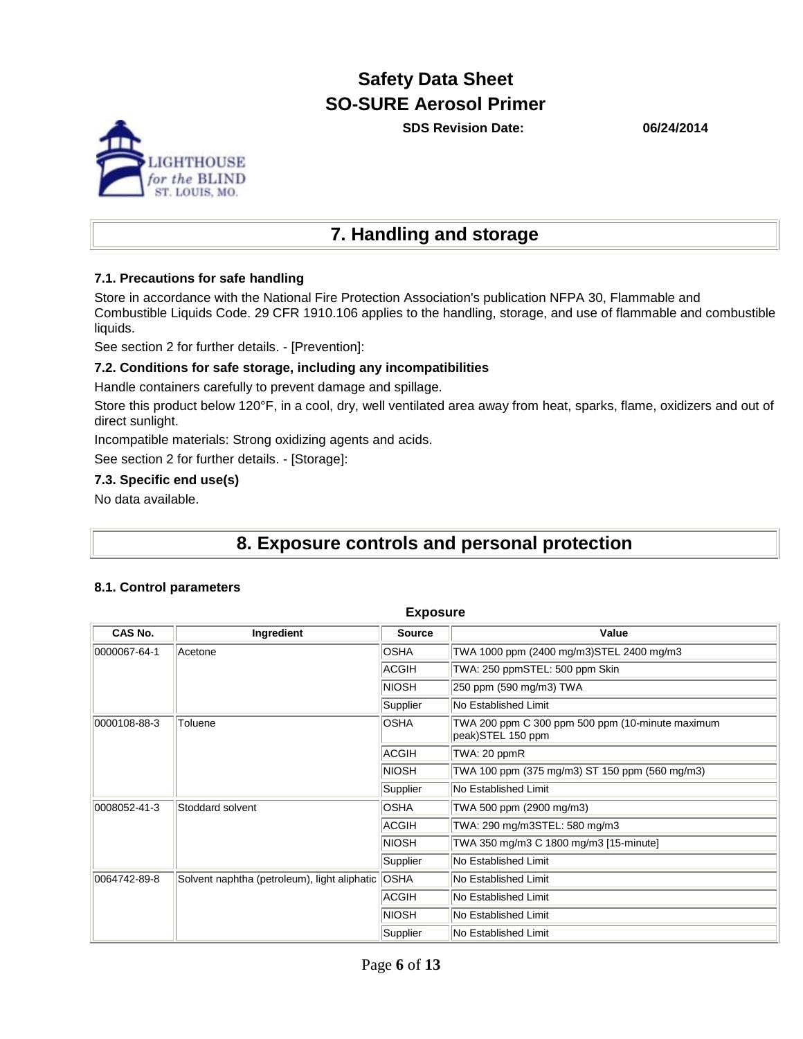## 7. Handling and storage

### 7.1. Precautions for safe handling

Store in accordance with the National Fire Protection Association's publication NFPA 30, Flammable and Combustible Liquids Code. 29 CFR 1910.106 applies to the handling, storage, and use of flammable and combustible liquids.

See section 2 for further details. - [Prevention]:

### 7.2. Conditions for safe storage, including any incompatibilities

Handle containers carefully to prevent damage and spillage.

Store this product below 120°F, in a cool, dry, well ventilated area away from heat, sparks, flame, oxidizers and out of direct sunlight.

Incompatible materials: Strong oxidizing agents and acids.

See section 2 for further details. - [Storage]:

### 7.3. Specific end use(s)

No data available.

## 8. Exposure controls and personal protection

### 8.1. Control parameters

**Exposure**

| CAS No. | Ingredient | Source | Value |
|---|---|---|---|
| 0000067-64-1 | Acetone | OSHA | TWA 1000 ppm (2400 mg/m3)STEL 2400 mg/m3 |
| | | ACGIH | TWA: 250 ppmSTEL: 500 ppm Skin |
| | | NIOSH | 250 ppm (590 mg/m3) TWA |
| | | Supplier | No Established Limit |
| 0000108-88-3 | Toluene | OSHA | TWA 200 ppm C 300 ppm 500 ppm (10-minute maximum peak)STEL 150 ppm |
| | | ACGIH | TWA: 20 ppmR |
| | | NIOSH | TWA 100 ppm (375 mg/m3) ST 150 ppm (560 mg/m3) |
| | | Supplier | No Established Limit |
| 0008052-41-3 | Stoddard solvent | OSHA | TWA 500 ppm (2900 mg/m3) |
| | | ACGIH | TWA: 290 mg/m3STEL: 580 mg/m3 |
| | | NIOSH | TWA 350 mg/m3 C 1800 mg/m3 [15-minute] |
| | | Supplier | No Established Limit |
| 0064742-89-8 | Solvent naphtha (petroleum), light aliphatic | OSHA | No Established Limit |
| | | ACGIH | No Established Limit |
| | | NIOSH | No Established Limit |
| | | Supplier | No Established Limit |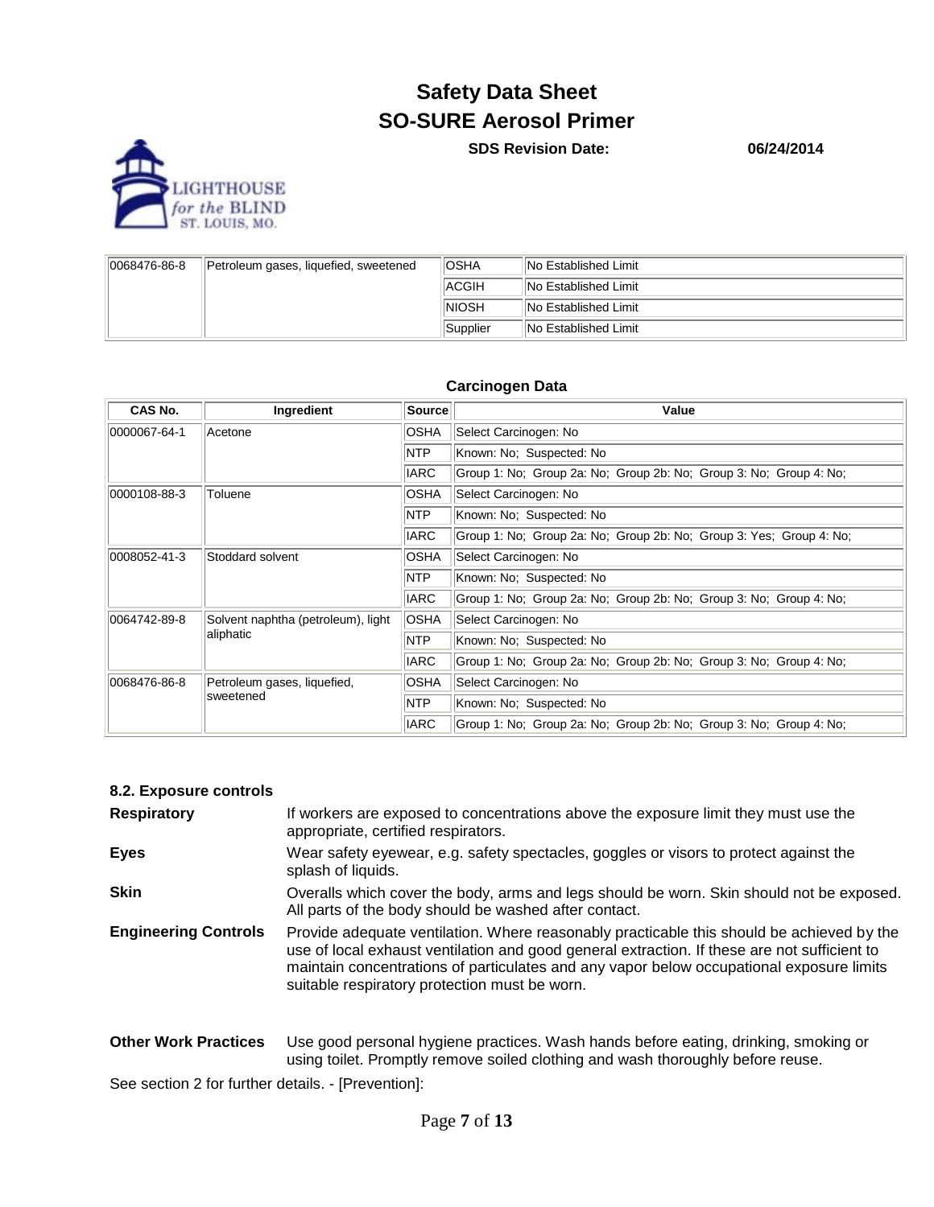| | | | |
|---|---|---|---|
| 0068476-86-8 | Petroleum gases, liquefied, sweetened | OSHA | No Established Limit |
| | | ACGIH | No Established Limit |
| | | NIOSH | No Established Limit |
| | | Supplier | No Established Limit |

### Carcinogen Data

| CAS No. | Ingredient | Source | Value |
|---|---|---|---|
| 0000067-64-1 | Acetone | OSHA | Select Carcinogen: No |
| | | NTP | Known: No; Suspected: No |
| | | IARC | Group 1: No; Group 2a: No; Group 2b: No; Group 3: No; Group 4: No; |
| 0000108-88-3 | Toluene | OSHA | Select Carcinogen: No |
| | | NTP | Known: No; Suspected: No |
| | | IARC | Group 1: No; Group 2a: No; Group 2b: No; Group 3: Yes; Group 4: No; |
| 0008052-41-3 | Stoddard solvent | OSHA | Select Carcinogen: No |
| | | NTP | Known: No; Suspected: No |
| | | IARC | Group 1: No; Group 2a: No; Group 2b: No; Group 3: No; Group 4: No; |
| 0064742-89-8 | Solvent naphtha (petroleum), light aliphatic | OSHA | Select Carcinogen: No |
| | | NTP | Known: No; Suspected: No |
| | | IARC | Group 1: No; Group 2a: No; Group 2b: No; Group 3: No; Group 4: No; |
| 0068476-86-8 | Petroleum gases, liquefied, sweetened | OSHA | Select Carcinogen: No |
| | | NTP | Known: No; Suspected: No |
| | | IARC | Group 1: No; Group 2a: No; Group 2b: No; Group 3: No; Group 4: No; |

### 8.2. Exposure controls

**Respiratory** If workers are exposed to concentrations above the exposure limit they must use the appropriate, certified respirators.

**Eyes** Wear safety eyewear, e.g. safety spectacles, goggles or visors to protect against the splash of liquids.

**Skin** Overalls which cover the body, arms and legs should be worn. Skin should not be exposed. All parts of the body should be washed after contact.

**Engineering Controls** Provide adequate ventilation. Where reasonably practicable this should be achieved by the use of local exhaust ventilation and good general extraction. If these are not sufficient to maintain concentrations of particulates and any vapor below occupational exposure limits suitable respiratory protection must be worn.

**Other Work Practices** Use good personal hygiene practices. Wash hands before eating, drinking, smoking or using toilet. Promptly remove soiled clothing and wash thoroughly before reuse.

See section 2 for further details. - [Prevention]: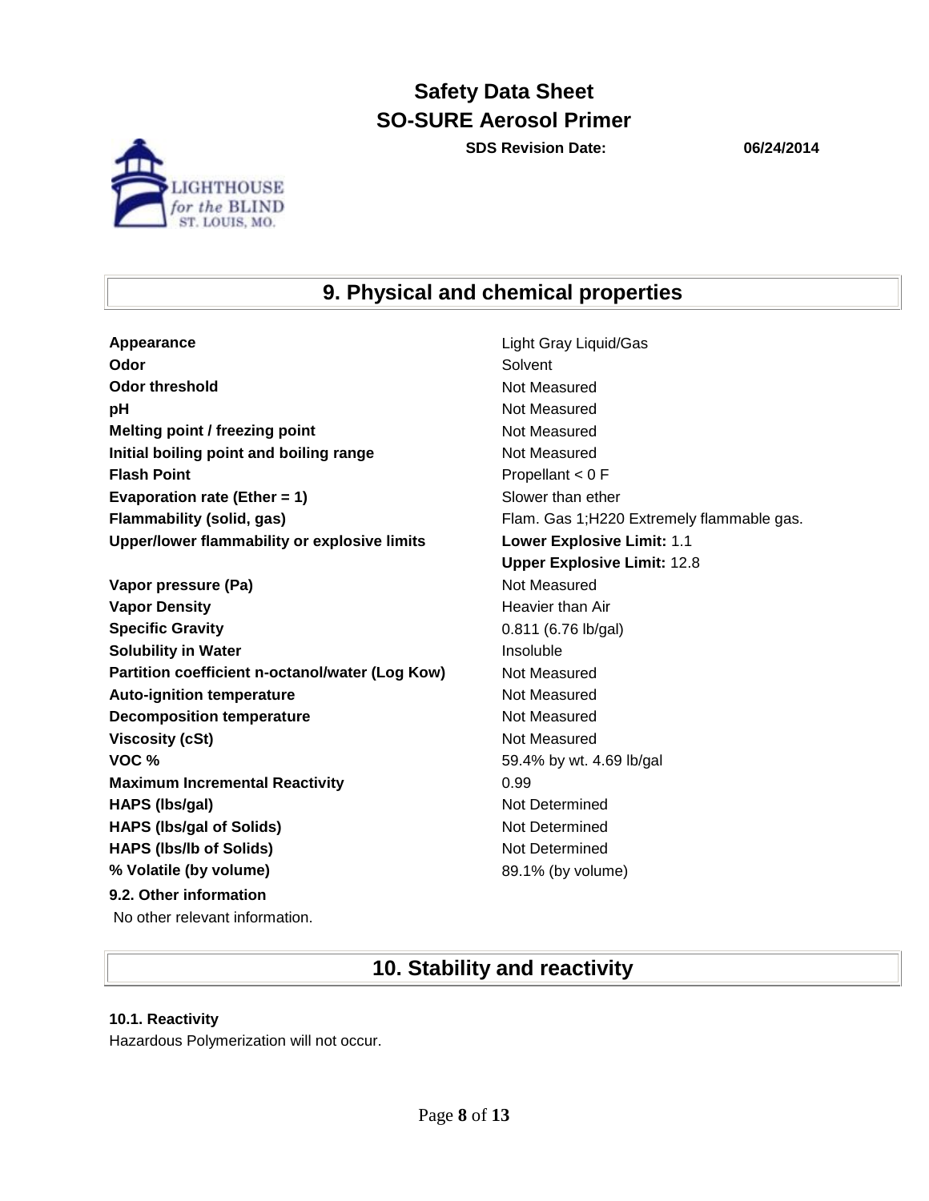## 9. Physical and chemical properties

| | |
|---|---|
| **Appearance** | Light Gray Liquid/Gas |
| **Odor** | Solvent |
| **Odor threshold** | Not Measured |
| **pH** | Not Measured |
| **Melting point / freezing point** | Not Measured |
| **Initial boiling point and boiling range** | Not Measured |
| **Flash Point** | Propellant < 0 F |
| **Evaporation rate (Ether = 1)** | Slower than ether |
| **Flammability (solid, gas)** | Flam. Gas 1;H220 Extremely flammable gas. |
| **Upper/lower flammability or explosive limits** | **Lower Explosive Limit:** 1.1<br>**Upper Explosive Limit:** 12.8 |
| **Vapor pressure (Pa)** | Not Measured |
| **Vapor Density** | Heavier than Air |
| **Specific Gravity** | 0.811 (6.76 lb/gal) |
| **Solubility in Water** | Insoluble |
| **Partition coefficient n-octanol/water (Log Kow)** | Not Measured |
| **Auto-ignition temperature** | Not Measured |
| **Decomposition temperature** | Not Measured |
| **Viscosity (cSt)** | Not Measured |
| **VOC %** | 59.4% by wt. 4.69 lb/gal |
| **Maximum Incremental Reactivity** | 0.99 |
| **HAPS (lbs/gal)** | Not Determined |
| **HAPS (lbs/gal of Solids)** | Not Determined |
| **HAPS (lbs/lb of Solids)** | Not Determined |
| **% Volatile (by volume)** | 89.1% (by volume) |

**9.2. Other information**

No other relevant information.

## 10. Stability and reactivity

**10.1. Reactivity**

Hazardous Polymerization will not occur.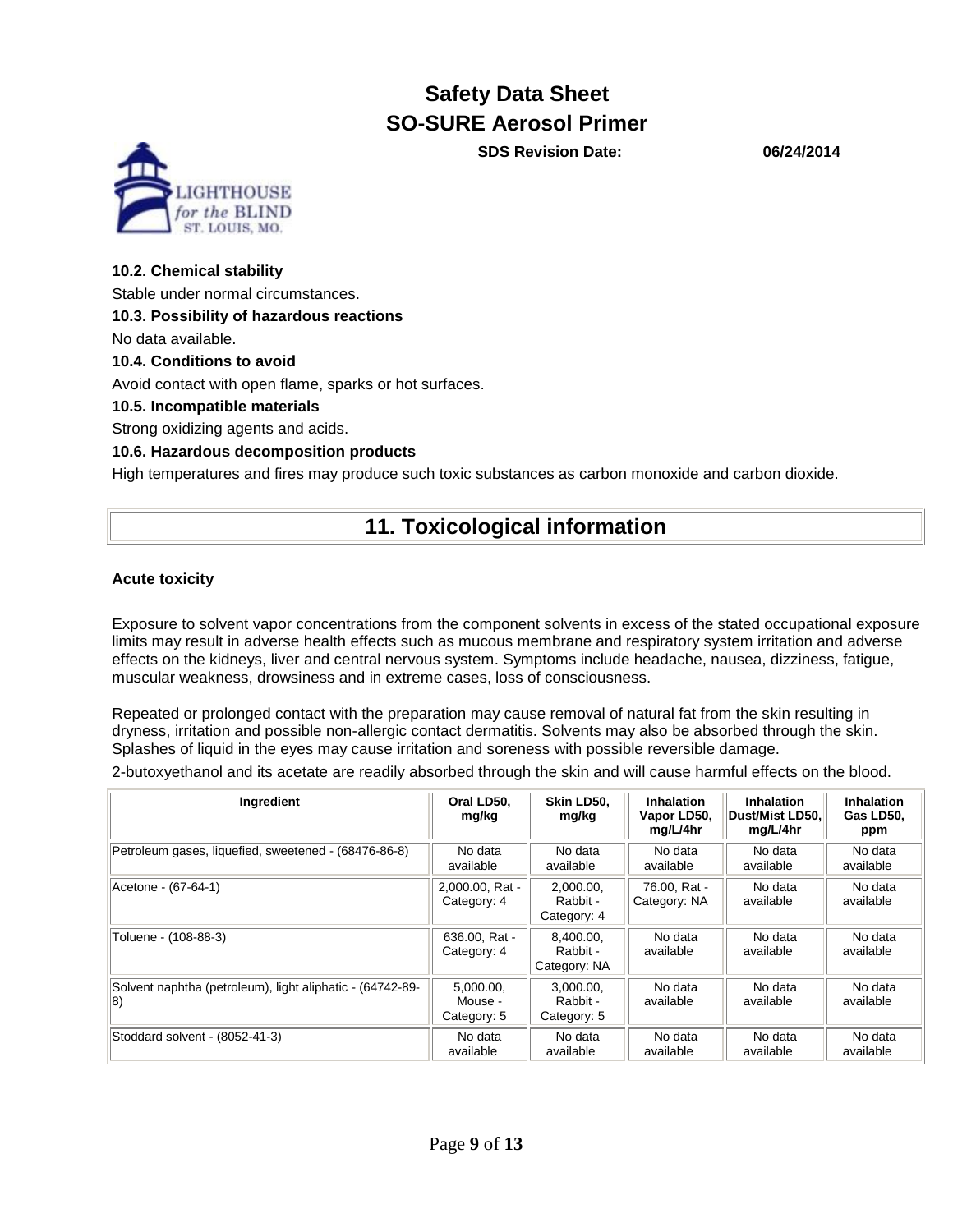#### 10.2. Chemical stability

Stable under normal circumstances.

#### 10.3. Possibility of hazardous reactions

No data available.

#### 10.4. Conditions to avoid

Avoid contact with open flame, sparks or hot surfaces.

#### 10.5. Incompatible materials

Strong oxidizing agents and acids.

#### 10.6. Hazardous decomposition products

High temperatures and fires may produce such toxic substances as carbon monoxide and carbon dioxide.

## 11. Toxicological information

**Acute toxicity**

Exposure to solvent vapor concentrations from the component solvents in excess of the stated occupational exposure limits may result in adverse health effects such as mucous membrane and respiratory system irritation and adverse effects on the kidneys, liver and central nervous system. Symptoms include headache, nausea, dizziness, fatigue, muscular weakness, drowsiness and in extreme cases, loss of consciousness.

Repeated or prolonged contact with the preparation may cause removal of natural fat from the skin resulting in dryness, irritation and possible non-allergic contact dermatitis. Solvents may also be absorbed through the skin. Splashes of liquid in the eyes may cause irritation and soreness with possible reversible damage.

2-butoxyethanol and its acetate are readily absorbed through the skin and will cause harmful effects on the blood.

| Ingredient | Oral LD50, mg/kg | Skin LD50, mg/kg | Inhalation Vapor LD50, mg/L/4hr | Inhalation Dust/Mist LD50, mg/L/4hr | Inhalation Gas LD50, ppm |
|---|---|---|---|---|---|
| Petroleum gases, liquefied, sweetened - (68476-86-8) | No data available | No data available | No data available | No data available | No data available |
| Acetone - (67-64-1) | 2,000.00, Rat - Category: 4 | 2,000.00, Rabbit - Category: 4 | 76.00, Rat - Category: NA | No data available | No data available |
| Toluene - (108-88-3) | 636.00, Rat - Category: 4 | 8,400.00, Rabbit - Category: NA | No data available | No data available | No data available |
| Solvent naphtha (petroleum), light aliphatic - (64742-89-8) | 5,000.00, Mouse - Category: 5 | 3,000.00, Rabbit - Category: 5 | No data available | No data available | No data available |
| Stoddard solvent - (8052-41-3) | No data available | No data available | No data available | No data available | No data available |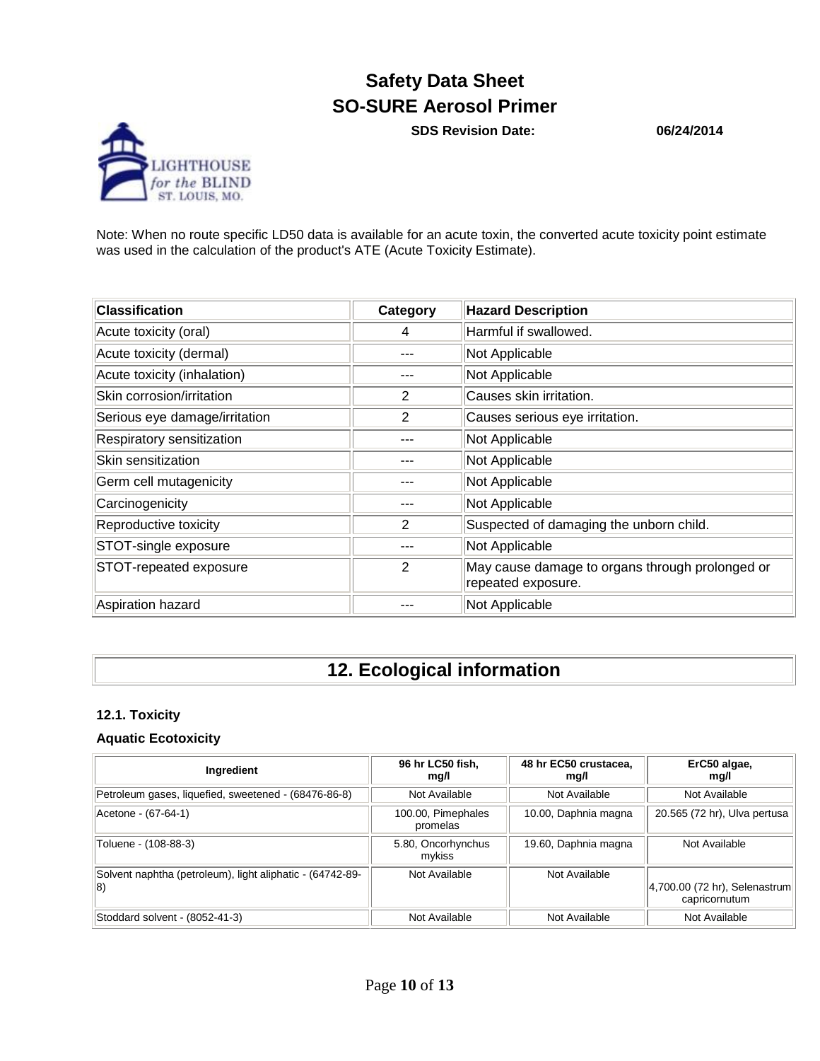Note: When no route specific LD50 data is available for an acute toxin, the converted acute toxicity point estimate was used in the calculation of the product's ATE (Acute Toxicity Estimate).

| Classification | Category | Hazard Description |
| --- | --- | --- |
| Acute toxicity (oral) | 4 | Harmful if swallowed. |
| Acute toxicity (dermal) | --- | Not Applicable |
| Acute toxicity (inhalation) | --- | Not Applicable |
| Skin corrosion/irritation | 2 | Causes skin irritation. |
| Serious eye damage/irritation | 2 | Causes serious eye irritation. |
| Respiratory sensitization | --- | Not Applicable |
| Skin sensitization | --- | Not Applicable |
| Germ cell mutagenicity | --- | Not Applicable |
| Carcinogenicity | --- | Not Applicable |
| Reproductive toxicity | 2 | Suspected of damaging the unborn child. |
| STOT-single exposure | --- | Not Applicable |
| STOT-repeated exposure | 2 | May cause damage to organs through prolonged or repeated exposure. |
| Aspiration hazard | --- | Not Applicable |

# 12. Ecological information

### 12.1. Toxicity

#### Aquatic Ecotoxicity

| Ingredient | 96 hr LC50 fish, mg/l | 48 hr EC50 crustacea, mg/l | ErC50 algae, mg/l |
| --- | --- | --- | --- |
| Petroleum gases, liquefied, sweetened - (68476-86-8) | Not Available | Not Available | Not Available |
| Acetone - (67-64-1) | 100.00, Pimephales promelas | 10.00, Daphnia magna | 20.565 (72 hr), Ulva pertusa |
| Toluene - (108-88-3) | 5.80, Oncorhynchus mykiss | 19.60, Daphnia magna | Not Available |
| Solvent naphtha (petroleum), light aliphatic - (64742-89-8) | Not Available | Not Available | 4,700.00 (72 hr), Selenastrum capricornutum |
| Stoddard solvent - (8052-41-3) | Not Available | Not Available | Not Available |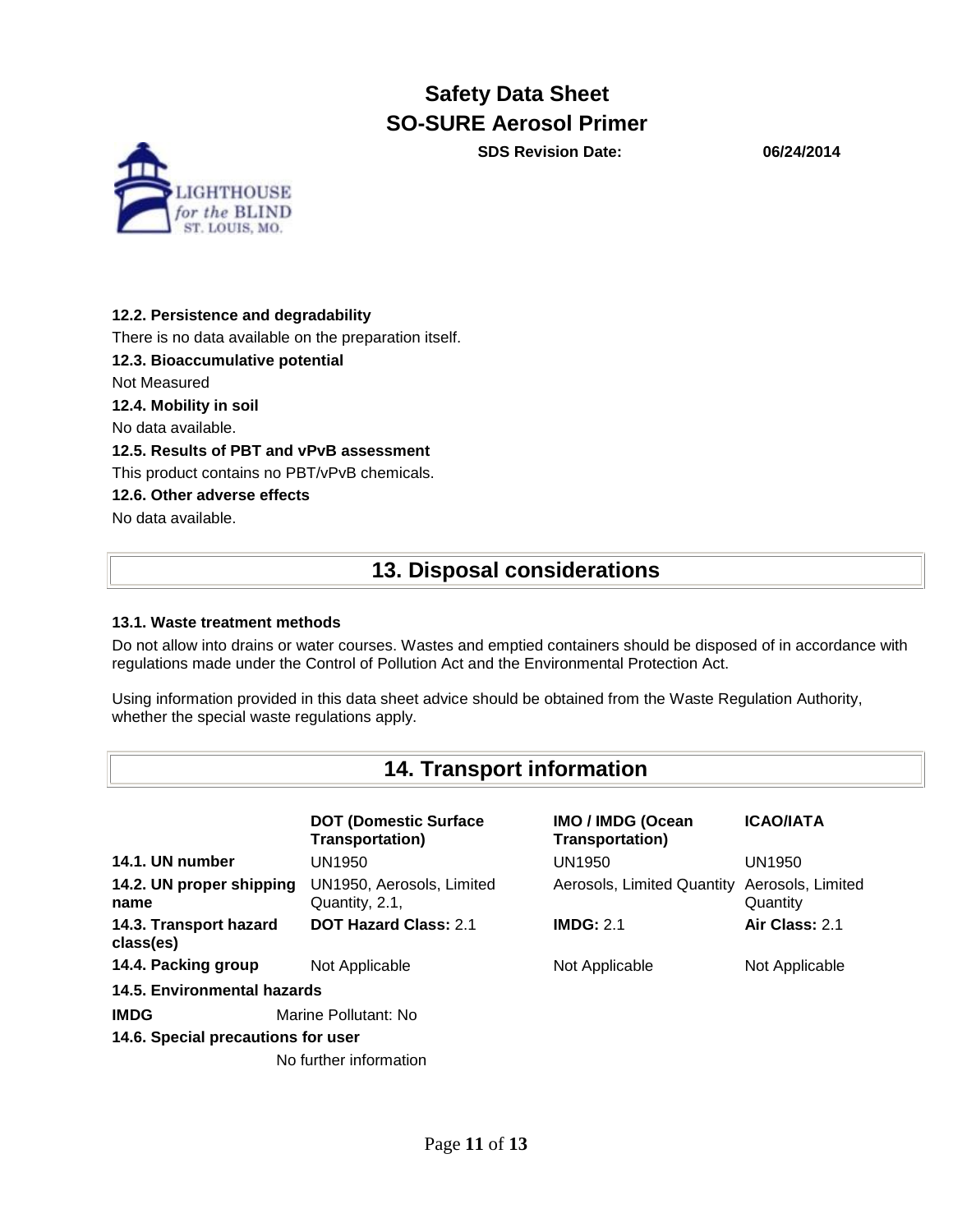#### 12.2. Persistence and degradability

There is no data available on the preparation itself.

#### 12.3. Bioaccumulative potential

Not Measured

#### 12.4. Mobility in soil

No data available.

#### 12.5. Results of PBT and vPvB assessment

This product contains no PBT/vPvB chemicals.

#### 12.6. Other adverse effects

No data available.

## 13. Disposal considerations

#### 13.1. Waste treatment methods

Do not allow into drains or water courses. Wastes and emptied containers should be disposed of in accordance with regulations made under the Control of Pollution Act and the Environmental Protection Act.

Using information provided in this data sheet advice should be obtained from the Waste Regulation Authority, whether the special waste regulations apply.

## 14. Transport information

| | **DOT (Domestic Surface Transportation)** | **IMO / IMDG (Ocean Transportation)** | **ICAO/IATA** |
|---|---|---|---|
| **14.1. UN number** | UN1950 | UN1950 | UN1950 |
| **14.2. UN proper shipping name** | UN1950, Aerosols, Limited Quantity, 2.1, | Aerosols, Limited Quantity | Aerosols, Limited Quantity |
| **14.3. Transport hazard class(es)** | **DOT Hazard Class:** 2.1 | **IMDG:** 2.1 | **Air Class:** 2.1 |
| **14.4. Packing group** | Not Applicable | Not Applicable | Not Applicable |

#### 14.5. Environmental hazards

**IMDG** Marine Pollutant: No

#### 14.6. Special precautions for user

No further information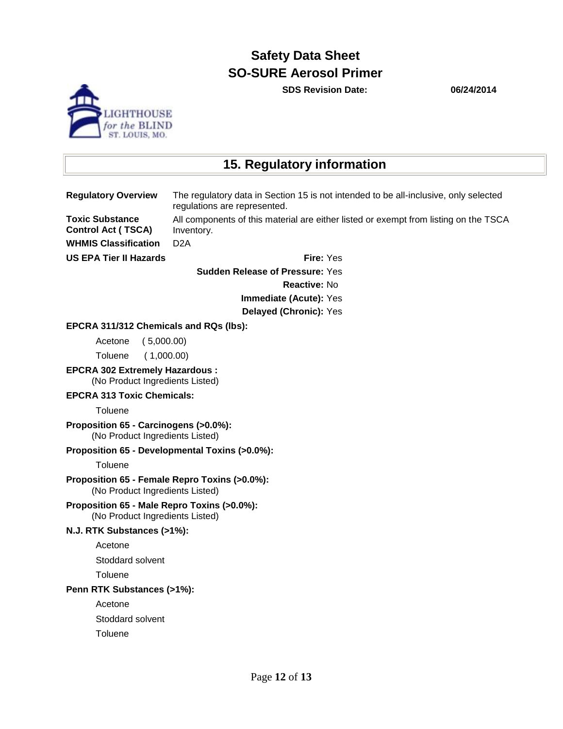# Safety Data Sheet
# SO-SURE Aerosol Primer

**SDS Revision Date:** **06/24/2014**

## 15. Regulatory information

**Regulatory Overview** The regulatory data in Section 15 is not intended to be all-inclusive, only selected regulations are represented.

**Toxic Substance Control Act ( TSCA)** All components of this material are either listed or exempt from listing on the TSCA Inventory.

**WHMIS Classification** D2A

**US EPA Tier II Hazards**

**Fire:** Yes

**Sudden Release of Pressure:** Yes

**Reactive:** No

**Immediate (Acute):** Yes

**Delayed (Chronic):** Yes

**EPCRA 311/312 Chemicals and RQs (lbs):**

Acetone ( 5,000.00)

Toluene ( 1,000.00)

**EPCRA 302 Extremely Hazardous :**
(No Product Ingredients Listed)

**EPCRA 313 Toxic Chemicals:**

Toluene

**Proposition 65 - Carcinogens (>0.0%):**
(No Product Ingredients Listed)

**Proposition 65 - Developmental Toxins (>0.0%):**

Toluene

**Proposition 65 - Female Repro Toxins (>0.0%):**
(No Product Ingredients Listed)

**Proposition 65 - Male Repro Toxins (>0.0%):**
(No Product Ingredients Listed)

**N.J. RTK Substances (>1%):**

Acetone

Stoddard solvent

Toluene

**Penn RTK Substances (>1%):**

Acetone

Stoddard solvent

Toluene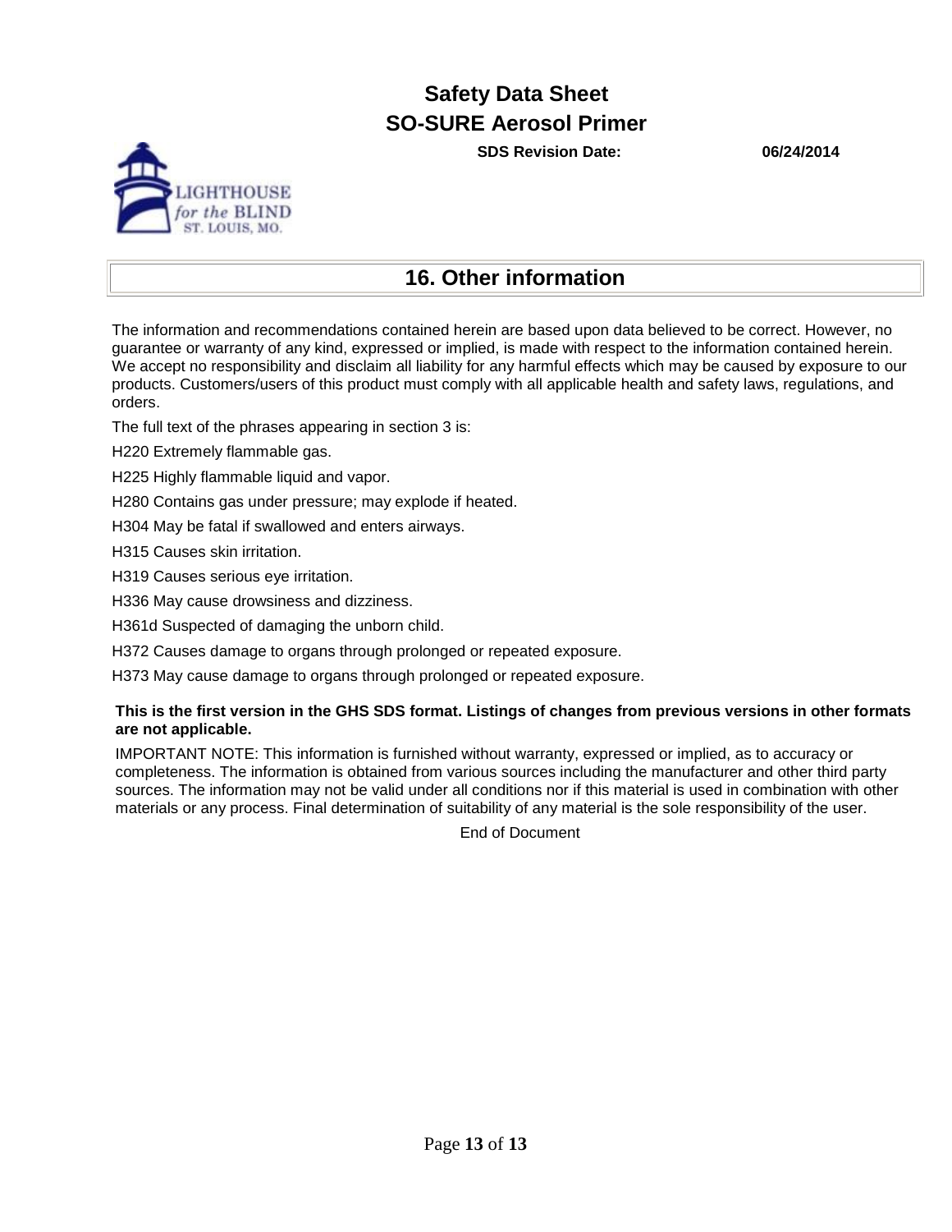## 16. Other information

The information and recommendations contained herein are based upon data believed to be correct. However, no guarantee or warranty of any kind, expressed or implied, is made with respect to the information contained herein. We accept no responsibility and disclaim all liability for any harmful effects which may be caused by exposure to our products. Customers/users of this product must comply with all applicable health and safety laws, regulations, and orders.

The full text of the phrases appearing in section 3 is:

H220 Extremely flammable gas.

H225 Highly flammable liquid and vapor.

H280 Contains gas under pressure; may explode if heated.

H304 May be fatal if swallowed and enters airways.

H315 Causes skin irritation.

H319 Causes serious eye irritation.

H336 May cause drowsiness and dizziness.

H361d Suspected of damaging the unborn child.

H372 Causes damage to organs through prolonged or repeated exposure.

H373 May cause damage to organs through prolonged or repeated exposure.

**This is the first version in the GHS SDS format. Listings of changes from previous versions in other formats are not applicable.**

IMPORTANT NOTE: This information is furnished without warranty, expressed or implied, as to accuracy or completeness. The information is obtained from various sources including the manufacturer and other third party sources. The information may not be valid under all conditions nor if this material is used in combination with other materials or any process. Final determination of suitability of any material is the sole responsibility of the user.

End of Document